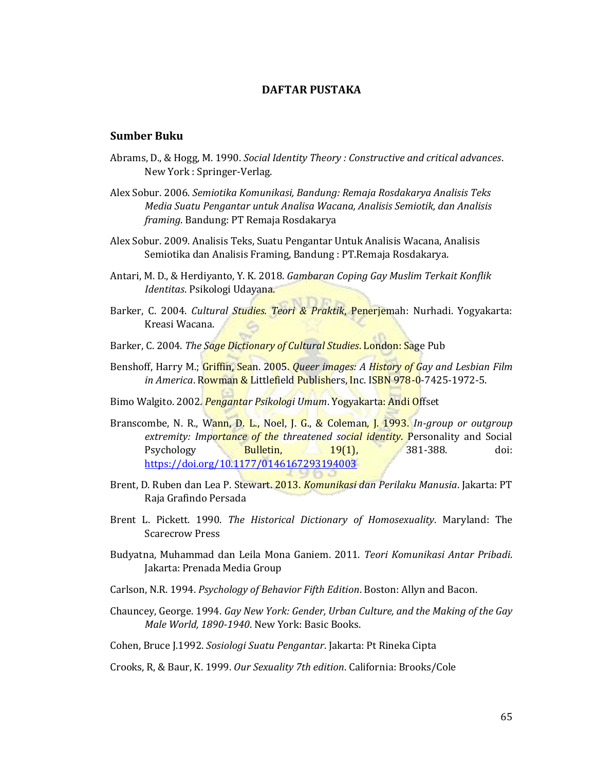# DAFTAR PUSTAKA

## Sumber Buku

Abrams, D., & Hogg, M. 1990. *Social Identity Theory : Constructive and critical advances*. New York : Springer-Verlag.

Alex Sobur. 2006. *Semiotika Komunikasi, Bandung: Remaja Rosdakarya Analisis Teks Media Suatu Pengantar untuk Analisa Wacana, Analisis Semiotik, dan Analisis framing*. Bandung: PT Remaja Rosdakarya

Alex Sobur. 2009. Analisis Teks, Suatu Pengantar Untuk Analisis Wacana, Analisis Semiotika dan Analisis Framing, Bandung : PT.Remaja Rosdakarya.

Antari, M. D., & Herdiyanto, Y. K. 2018. *Gambaran Coping Gay Muslim Terkait Konflik Identitas*. Psikologi Udayana.

Barker, C. 2004. *Cultural Studies. Teori & Praktik*, Penerjemah: Nurhadi. Yogyakarta: Kreasi Wacana.

Barker, C. 2004. *The Sage Dictionary of Cultural Studies*. London: Sage Pub

Benshoff, Harry M.; Griffin, Sean. 2005. *Queer images: A History of Gay and Lesbian Film in America*. Rowman & Littlefield Publishers, Inc. ISBN 978-0-7425-1972-5.

Bimo Walgito. 2002. *Pengantar Psikologi Umum*. Yogyakarta: Andi Offset

Branscombe, N. R., Wann, D. L., Noel, J. G., & Coleman, J. 1993. *In-group or outgroup extremity: Importance of the threatened social identity*. Personality and Social Psychology Bulletin, 19(1), 381-388. doi: https://doi.org/10.1177/0146167293194003

Brent, D. Ruben dan Lea P. Stewart. 2013. *Komunikasi dan Perilaku Manusia*. Jakarta: PT Raja Grafindo Persada

Brent L. Pickett. 1990. *The Historical Dictionary of Homosexuality*. Maryland: The Scarecrow Press

Budyatna, Muhammad dan Leila Mona Ganiem. 2011. *Teori Komunikasi Antar Pribadi*. Jakarta: Prenada Media Group

Carlson, N.R. 1994. *Psychology of Behavior Fifth Edition*. Boston: Allyn and Bacon.

Chauncey, George. 1994. *Gay New York: Gender, Urban Culture, and the Making of the Gay Male World, 1890-1940*. New York: Basic Books.

Cohen, Bruce J.1992. *Sosiologi Suatu Pengantar*. Jakarta: Pt Rineka Cipta

Crooks, R, & Baur, K. 1999. *Our Sexuality 7th edition*. California: Brooks/Cole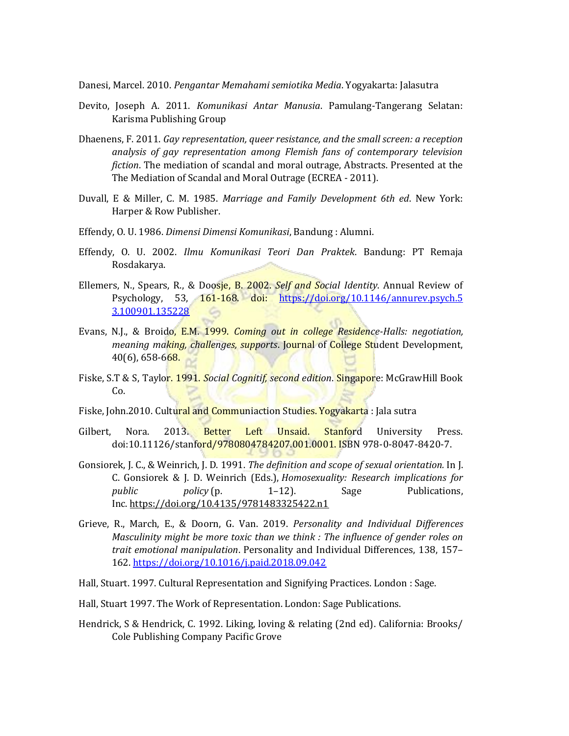Danesi, Marcel. 2010. *Pengantar Memahami semiotika Media*. Yogyakarta: Jalasutra

Devito, Joseph A. 2011. *Komunikasi Antar Manusia*. Pamulang-Tangerang Selatan: Karisma Publishing Group

Dhaenens, F. 2011. *Gay representation, queer resistance, and the small screen: a reception analysis of gay representation among Flemish fans of contemporary television fiction*. The mediation of scandal and moral outrage, Abstracts. Presented at the The Mediation of Scandal and Moral Outrage (ECREA - 2011).

Duvall, E & Miller, C. M. 1985. *Marriage and Family Development 6th ed*. New York: Harper & Row Publisher.

Effendy, O. U. 1986. *Dimensi Dimensi Komunikasi*, Bandung : Alumni.

Effendy, O. U. 2002. *Ilmu Komunikasi Teori Dan Praktek*. Bandung: PT Remaja Rosdakarya.

Ellemers, N., Spears, R., & Doosje, B. 2002. *Self and Social Identity*. Annual Review of Psychology, 53, 161-168. doi: https://doi.org/10.1146/annurev.psych.53.100901.135228

Evans, N.J., & Broido, E.M. 1999. *Coming out in college Residence-Halls: negotiation, meaning making, challenges, supports*. Journal of College Student Development, 40(6), 658-668.

Fiske, S.T & S, Taylor. 1991. *Social Cognitif, second edition*. Singapore: McGrawHill Book Co.

Fiske, John.2010. Cultural and Communiaction Studies. Yogyakarta : Jala sutra

Gilbert, Nora. 2013. Better Left Unsaid. Stanford University Press. doi:10.11126/stanford/9780804784207.001.0001. ISBN 978-0-8047-8420-7.

Gonsiorek, J. C., & Weinrich, J. D. 1991. *The definition and scope of sexual orientation.* In J. C. Gonsiorek & J. D. Weinrich (Eds.), *Homosexuality: Research implications for public policy* (p. 1–12). Sage Publications, Inc. https://doi.org/10.4135/9781483325422.n1

Grieve, R., March, E., & Doorn, G. Van. 2019. *Personality and Individual Differences Masculinity might be more toxic than we think : The influence of gender roles on trait emotional manipulation*. Personality and Individual Differences, 138, 157–162. https://doi.org/10.1016/j.paid.2018.09.042

Hall, Stuart. 1997. Cultural Representation and Signifying Practices. London : Sage.

Hall, Stuart 1997. The Work of Representation. London: Sage Publications.

Hendrick, S & Hendrick, C. 1992. Liking, loving & relating (2nd ed). California: Brooks/ Cole Publishing Company Pacific Grove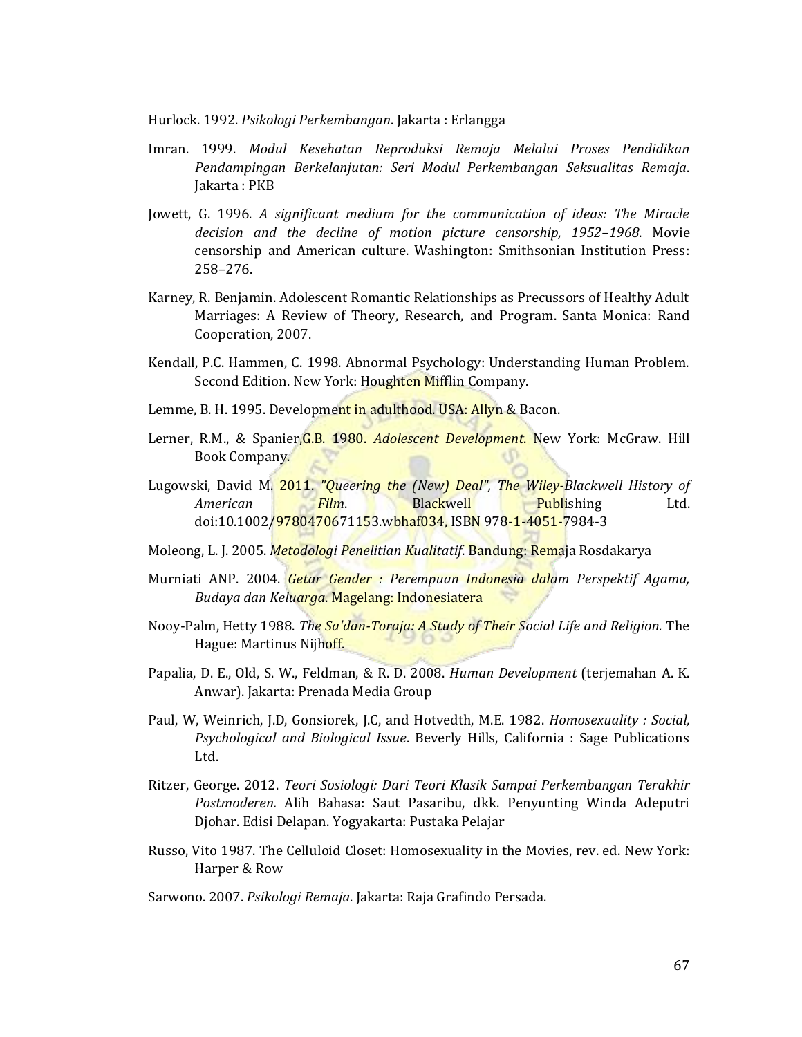Hurlock. 1992. *Psikologi Perkembangan*. Jakarta : Erlangga

Imran. 1999. *Modul Kesehatan Reproduksi Remaja Melalui Proses Pendidikan Pendampingan Berkelanjutan: Seri Modul Perkembangan Seksualitas Remaja*. Jakarta : PKB

Jowett, G. 1996. *A significant medium for the communication of ideas: The Miracle decision and the decline of motion picture censorship, 1952–1968*. Movie censorship and American culture. Washington: Smithsonian Institution Press: 258–276.

Karney, R. Benjamin. Adolescent Romantic Relationships as Precussors of Healthy Adult Marriages: A Review of Theory, Research, and Program. Santa Monica: Rand Cooperation, 2007.

Kendall, P.C. Hammen, C. 1998. Abnormal Psychology: Understanding Human Problem. Second Edition. New York: Houghten Mifflin Company.

Lemme, B. H. 1995. Development in adulthood. USA: Allyn & Bacon.

Lerner, R.M., & Spanier,G.B. 1980. *Adolescent Development*. New York: McGraw. Hill Book Company.

Lugowski, David M. 2011. *"Queering the (New) Deal", The Wiley-Blackwell History of American Film*. Blackwell Publishing Ltd. doi:10.1002/9780470671153.wbhaf034, ISBN 978-1-4051-7984-3

Moleong, L. J. 2005. *Metodologi Penelitian Kualitatif*. Bandung: Remaja Rosdakarya

Murniati ANP. 2004. *Getar Gender : Perempuan Indonesia dalam Perspektif Agama, Budaya dan Keluarga*. Magelang: Indonesiatera

Nooy-Palm, Hetty 1988. *The Sa'dan-Toraja: A Study of Their Social Life and Religion.* The Hague: Martinus Nijhoff.

Papalia, D. E., Old, S. W., Feldman, & R. D. 2008. *Human Development* (terjemahan A. K. Anwar). Jakarta: Prenada Media Group

Paul, W, Weinrich, J.D, Gonsiorek, J.C, and Hotvedth, M.E. 1982. *Homosexuality : Social, Psychological and Biological Issue*. Beverly Hills, California : Sage Publications Ltd.

Ritzer, George. 2012. *Teori Sosiologi: Dari Teori Klasik Sampai Perkembangan Terakhir Postmoderen.* Alih Bahasa: Saut Pasaribu, dkk. Penyunting Winda Adeputri Djohar. Edisi Delapan. Yogyakarta: Pustaka Pelajar

Russo, Vito 1987. The Celluloid Closet: Homosexuality in the Movies, rev. ed. New York: Harper & Row

Sarwono. 2007. *Psikologi Remaja*. Jakarta: Raja Grafindo Persada.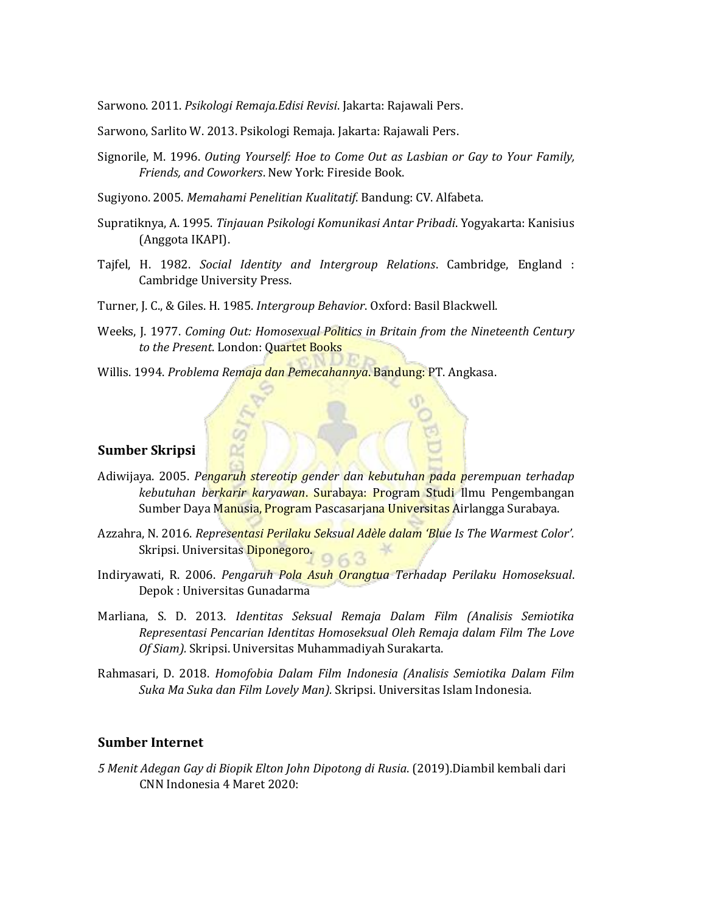Sarwono. 2011. *Psikologi Remaja.Edisi Revisi*. Jakarta: Rajawali Pers.

Sarwono, Sarlito W. 2013. Psikologi Remaja. Jakarta: Rajawali Pers.

Signorile, M. 1996. *Outing Yourself: Hoe to Come Out as Lasbian or Gay to Your Family, Friends, and Coworkers*. New York: Fireside Book.

Sugiyono. 2005. *Memahami Penelitian Kualitatif*. Bandung: CV. Alfabeta.

Supratiknya, A. 1995. *Tinjauan Psikologi Komunikasi Antar Pribadi*. Yogyakarta: Kanisius (Anggota IKAPI).

Tajfel, H. 1982. *Social Identity and Intergroup Relations*. Cambridge, England : Cambridge University Press.

Turner, J. C., & Giles. H. 1985. *Intergroup Behavior*. Oxford: Basil Blackwell.

Weeks, J. 1977. *Coming Out: Homosexual Politics in Britain from the Nineteenth Century to the Present*. London: Quartet Books

Willis. 1994. *Problema Remaja dan Pemecahannya*. Bandung: PT. Angkasa.

## Sumber Skripsi

Adiwijaya. 2005. *Pengaruh stereotip gender dan kebutuhan pada perempuan terhadap kebutuhan berkarir karyawan*. Surabaya: Program Studi Ilmu Pengembangan Sumber Daya Manusia, Program Pascasarjana Universitas Airlangga Surabaya.

Azzahra, N. 2016. *Representasi Perilaku Seksual Adèle dalam 'Blue Is The Warmest Color'.* Skripsi. Universitas Diponegoro.

Indiryawati, R. 2006. *Pengaruh Pola Asuh Orangtua Terhadap Perilaku Homoseksual*. Depok : Universitas Gunadarma

Marliana, S. D. 2013. *Identitas Seksual Remaja Dalam Film (Analisis Semiotika Representasi Pencarian Identitas Homoseksual Oleh Remaja dalam Film The Love Of Siam).* Skripsi. Universitas Muhammadiyah Surakarta.

Rahmasari, D. 2018. *Homofobia Dalam Film Indonesia (Analisis Semiotika Dalam Film Suka Ma Suka dan Film Lovely Man).* Skripsi. Universitas Islam Indonesia.

## Sumber Internet

*5 Menit Adegan Gay di Biopik Elton John Dipotong di Rusia*. (2019).Diambil kembali dari CNN Indonesia 4 Maret 2020: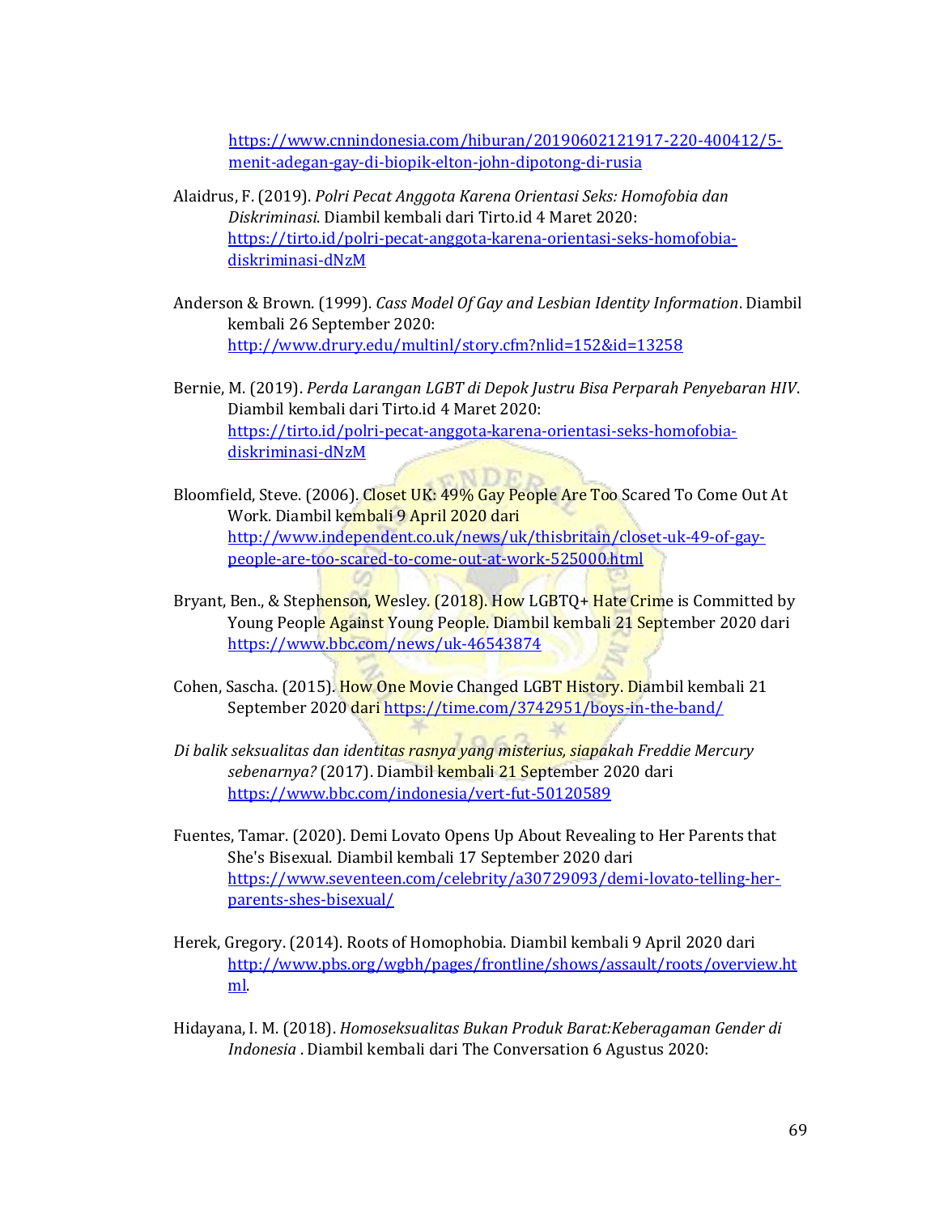https://www.cnnindonesia.com/hiburan/20190602121917-220-400412/5-menit-adegan-gay-di-biopik-elton-john-dipotong-di-rusia

Alaidrus, F. (2019). *Polri Pecat Anggota Karena Orientasi Seks: Homofobia dan Diskriminasi*. Diambil kembali dari Tirto.id 4 Maret 2020: https://tirto.id/polri-pecat-anggota-karena-orientasi-seks-homofobia-diskriminasi-dNzM

Anderson & Brown. (1999). *Cass Model Of Gay and Lesbian Identity Information*. Diambil kembali 26 September 2020: http://www.drury.edu/multinl/story.cfm?nlid=152&id=13258

Bernie, M. (2019). *Perda Larangan LGBT di Depok Justru Bisa Perparah Penyebaran HIV*. Diambil kembali dari Tirto.id 4 Maret 2020: https://tirto.id/polri-pecat-anggota-karena-orientasi-seks-homofobia-diskriminasi-dNzM

Bloomfield, Steve. (2006). Closet UK: 49% Gay People Are Too Scared To Come Out At Work. Diambil kembali 9 April 2020 dari http://www.independent.co.uk/news/uk/thisbritain/closet-uk-49-of-gay-people-are-too-scared-to-come-out-at-work-525000.html

Bryant, Ben., & Stephenson, Wesley. (2018). How LGBTQ+ Hate Crime is Committed by Young People Against Young People. Diambil kembali 21 September 2020 dari https://www.bbc.com/news/uk-46543874

Cohen, Sascha. (2015). How One Movie Changed LGBT History. Diambil kembali 21 September 2020 dari https://time.com/3742951/boys-in-the-band/

*Di balik seksualitas dan identitas rasnya yang misterius, siapakah Freddie Mercury sebenarnya?* (2017). Diambil kembali 21 September 2020 dari https://www.bbc.com/indonesia/vert-fut-50120589

Fuentes, Tamar. (2020). Demi Lovato Opens Up About Revealing to Her Parents that She's Bisexual. Diambil kembali 17 September 2020 dari https://www.seventeen.com/celebrity/a30729093/demi-lovato-telling-her-parents-shes-bisexual/

Herek, Gregory. (2014). Roots of Homophobia. Diambil kembali 9 April 2020 dari http://www.pbs.org/wgbh/pages/frontline/shows/assault/roots/overview.html.

Hidayana, I. M. (2018). *Homoseksualitas Bukan Produk Barat:Keberagaman Gender di Indonesia* . Diambil kembali dari The Conversation 6 Agustus 2020: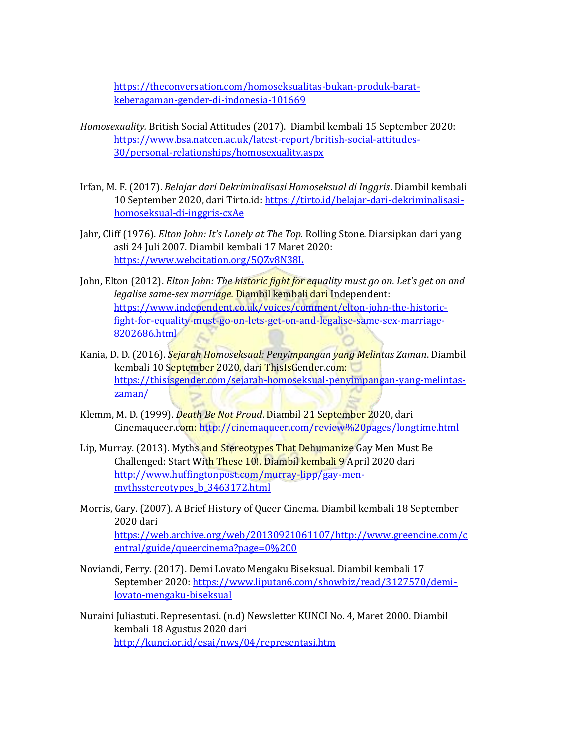https://theconversation.com/homoseksualitas-bukan-produk-barat-keberagaman-gender-di-indonesia-101669

*Homosexuality.* British Social Attitudes (2017). Diambil kembali 15 September 2020: https://www.bsa.natcen.ac.uk/latest-report/british-social-attitudes-30/personal-relationships/homosexuality.aspx

Irfan, M. F. (2017). *Belajar dari Dekriminalisasi Homoseksual di Inggris*. Diambil kembali 10 September 2020, dari Tirto.id: https://tirto.id/belajar-dari-dekriminalisasi-homoseksual-di-inggris-cxAe

Jahr, Cliff (1976). *Elton John: It's Lonely at The Top.* Rolling Stone*.* Diarsipkan dari yang asli 24 Juli 2007. Diambil kembali 17 Maret 2020: https://www.webcitation.org/5QZv8N38L

John, Elton (2012). *Elton John: The historic fight for equality must go on. Let's get on and legalise same-sex marriage.* Diambil kembali dari Independent: https://www.independent.co.uk/voices/comment/elton-john-the-historic-fight-for-equality-must-go-on-lets-get-on-and-legalise-same-sex-marriage-8202686.html

Kania, D. D. (2016). *Sejarah Homoseksual: Penyimpangan yang Melintas Zaman*. Diambil kembali 10 September 2020, dari ThisIsGender.com: https://thisisgender.com/sejarah-homoseksual-penyimpangan-yang-melintas-zaman/

Klemm, M. D. (1999). *Death Be Not Proud*. Diambil 21 September 2020, dari Cinemaqueer.com: http://cinemaqueer.com/review%20pages/longtime.html

Lip, Murray. (2013). Myths and Stereotypes That Dehumanize Gay Men Must Be Challenged: Start With These 10!. Diambil kembali 9 April 2020 dari http://www.huffingtonpost.com/murray-lipp/gay-men-mythsstereotypes_b_3463172.html

Morris, Gary. (2007). A Brief History of Queer Cinema. Diambil kembali 18 September 2020 dari https://web.archive.org/web/20130921061107/http://www.greencine.com/central/guide/queercinema?page=0%2C0

Noviandi, Ferry. (2017). Demi Lovato Mengaku Biseksual. Diambil kembali 17 September 2020: https://www.liputan6.com/showbiz/read/3127570/demi-lovato-mengaku-biseksual

Nuraini Juliastuti. Representasi. (n.d) Newsletter KUNCI No. 4, Maret 2000. Diambil kembali 18 Agustus 2020 dari http://kunci.or.id/esai/nws/04/representasi.htm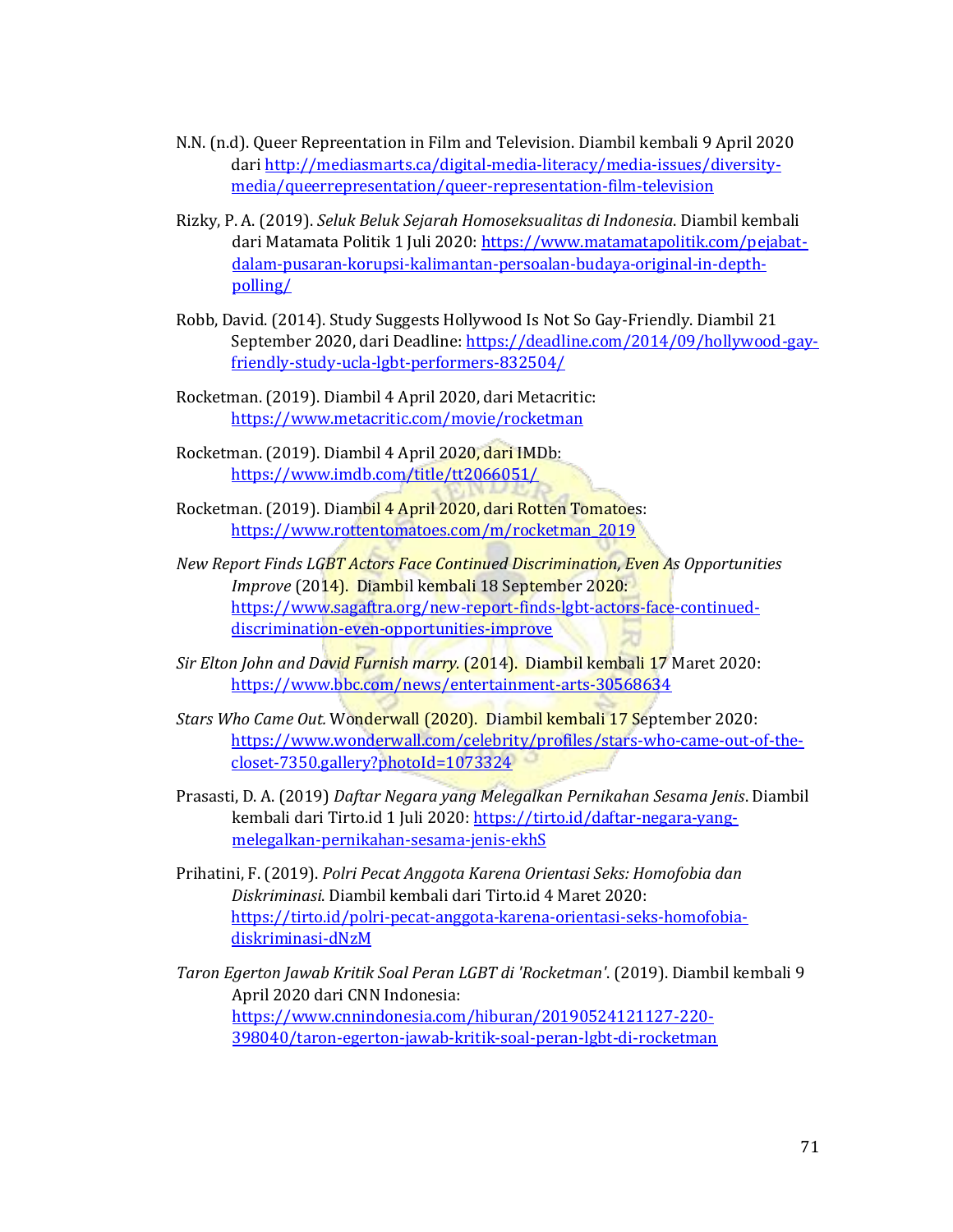N.N. (n.d). Queer Repreentation in Film and Television. Diambil kembali 9 April 2020 dari http://mediasmarts.ca/digital-media-literacy/media-issues/diversity-media/queerrepresentation/queer-representation-film-television

Rizky, P. A. (2019). *Seluk Beluk Sejarah Homoseksualitas di Indonesia*. Diambil kembali dari Matamata Politik 1 Juli 2020: https://www.matamatapolitik.com/pejabat-dalam-pusaran-korupsi-kalimantan-persoalan-budaya-original-in-depth-polling/

Robb, David. (2014). Study Suggests Hollywood Is Not So Gay-Friendly. Diambil 21 September 2020, dari Deadline: https://deadline.com/2014/09/hollywood-gay-friendly-study-ucla-lgbt-performers-832504/

Rocketman. (2019). Diambil 4 April 2020, dari Metacritic: https://www.metacritic.com/movie/rocketman

Rocketman. (2019). Diambil 4 April 2020, dari IMDb: https://www.imdb.com/title/tt2066051/

Rocketman. (2019). Diambil 4 April 2020, dari Rotten Tomatoes: https://www.rottentomatoes.com/m/rocketman_2019

*New Report Finds LGBT Actors Face Continued Discrimination, Even As Opportunities Improve* (2014). Diambil kembali 18 September 2020: https://www.sagaftra.org/new-report-finds-lgbt-actors-face-continued-discrimination-even-opportunities-improve

*Sir Elton John and David Furnish marry.* (2014). Diambil kembali 17 Maret 2020: https://www.bbc.com/news/entertainment-arts-30568634

*Stars Who Came Out.* Wonderwall (2020). Diambil kembali 17 September 2020: https://www.wonderwall.com/celebrity/profiles/stars-who-came-out-of-the-closet-7350.gallery?photoId=1073324

Prasasti, D. A. (2019) *Daftar Negara yang Melegalkan Pernikahan Sesama Jenis*. Diambil kembali dari Tirto.id 1 Juli 2020: https://tirto.id/daftar-negara-yang-melegalkan-pernikahan-sesama-jenis-ekhS

Prihatini, F. (2019). *Polri Pecat Anggota Karena Orientasi Seks: Homofobia dan Diskriminasi*. Diambil kembali dari Tirto.id 4 Maret 2020: https://tirto.id/polri-pecat-anggota-karena-orientasi-seks-homofobia-diskriminasi-dNzM

*Taron Egerton Jawab Kritik Soal Peran LGBT di 'Rocketman'*. (2019). Diambil kembali 9 April 2020 dari CNN Indonesia: https://www.cnnindonesia.com/hiburan/20190524121127-220-398040/taron-egerton-jawab-kritik-soal-peran-lgbt-di-rocketman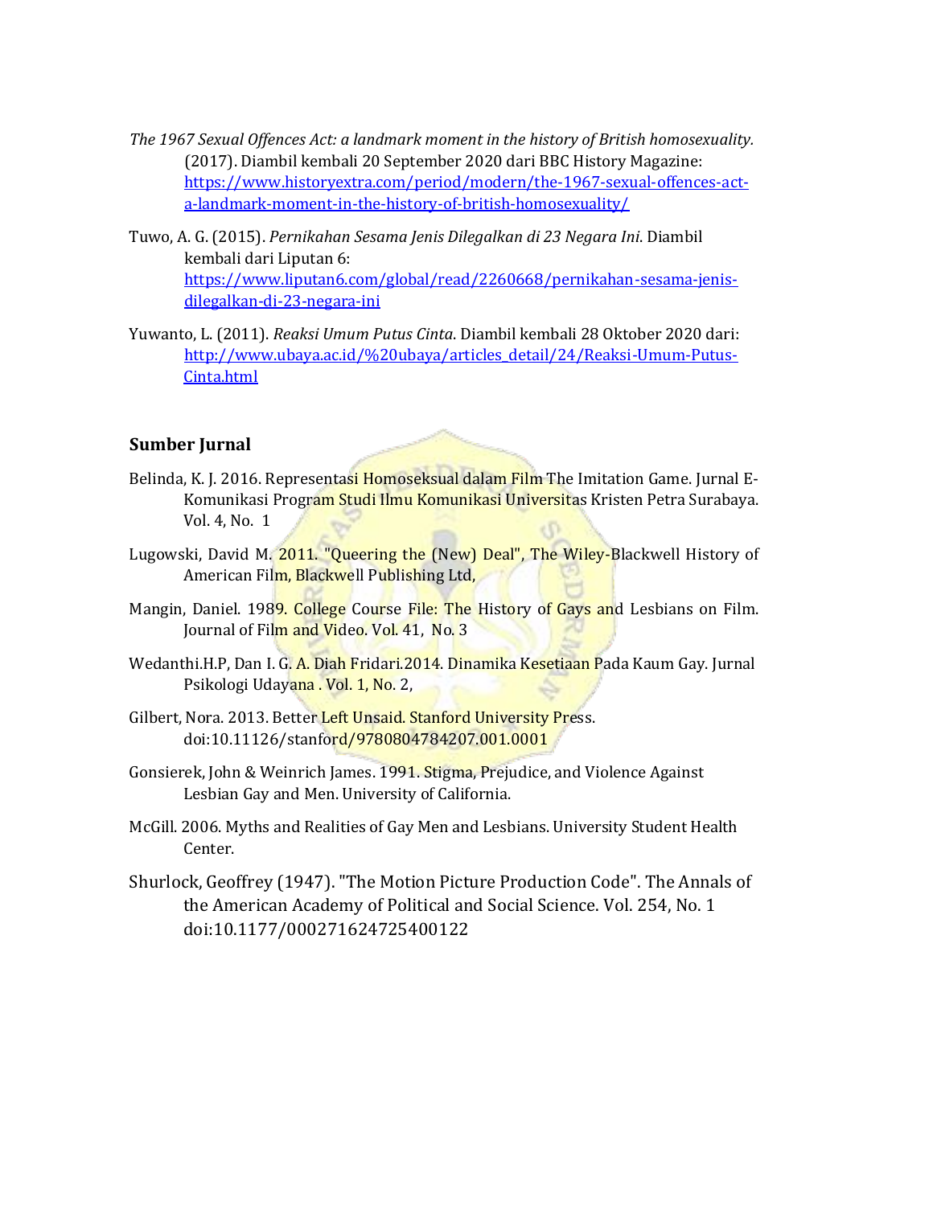*The 1967 Sexual Offences Act: a landmark moment in the history of British homosexuality.* (2017). Diambil kembali 20 September 2020 dari BBC History Magazine: https://www.historyextra.com/period/modern/the-1967-sexual-offences-act-a-landmark-moment-in-the-history-of-british-homosexuality/

Tuwo, A. G. (2015). *Pernikahan Sesama Jenis Dilegalkan di 23 Negara Ini*. Diambil kembali dari Liputan 6: https://www.liputan6.com/global/read/2260668/pernikahan-sesama-jenis-dilegalkan-di-23-negara-ini

Yuwanto, L. (2011). *Reaksi Umum Putus Cinta*. Diambil kembali 28 Oktober 2020 dari: http://www.ubaya.ac.id/%20ubaya/articles_detail/24/Reaksi-Umum-Putus-Cinta.html

## Sumber Jurnal

Belinda, K. J. 2016. Representasi Homoseksual dalam Film The Imitation Game. Jurnal E-Komunikasi Program Studi Ilmu Komunikasi Universitas Kristen Petra Surabaya. Vol. 4, No. 1

Lugowski, David M. 2011. "Queering the (New) Deal", The Wiley-Blackwell History of American Film, Blackwell Publishing Ltd,

Mangin, Daniel. 1989. College Course File: The History of Gays and Lesbians on Film. Journal of Film and Video. Vol. 41, No. 3

Wedanthi.H.P, Dan I. G. A. Diah Fridari.2014. Dinamika Kesetiaan Pada Kaum Gay. Jurnal Psikologi Udayana . Vol. 1, No. 2,

Gilbert, Nora. 2013. Better Left Unsaid. Stanford University Press. doi:10.11126/stanford/9780804784207.001.0001

Gonsierek, John & Weinrich James. 1991. Stigma, Prejudice, and Violence Against Lesbian Gay and Men. University of California.

McGill. 2006. Myths and Realities of Gay Men and Lesbians. University Student Health Center.

Shurlock, Geoffrey (1947). "The Motion Picture Production Code". The Annals of the American Academy of Political and Social Science. Vol. 254, No. 1 doi:10.1177/000271624725400122